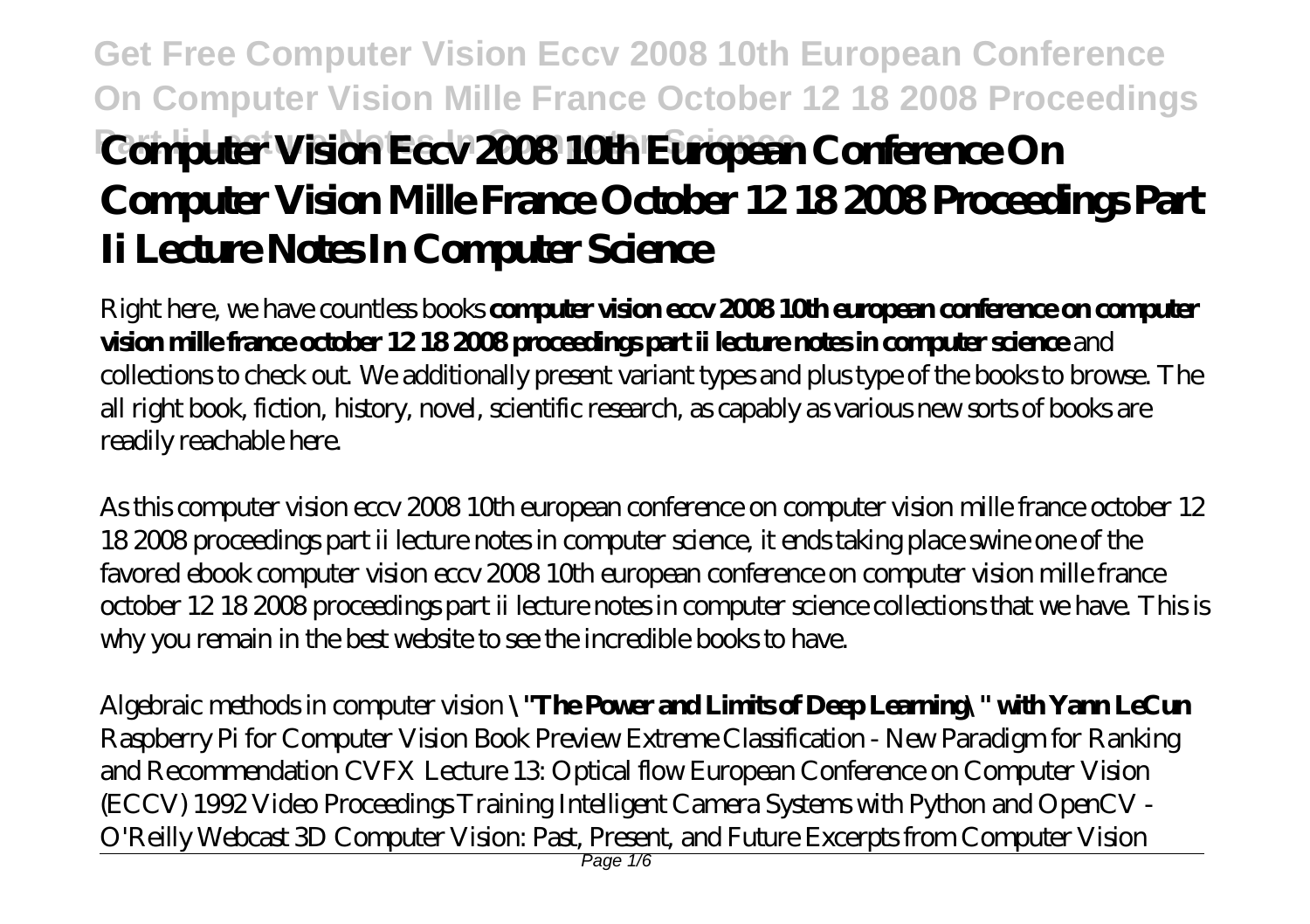# Computer Vision Eccv 2008 10th European Conference On Computer Vision Mille France October 12 18 2008 Proceedings Part Ii Lecture Notes In Computer Science

Right here, we have countless books **computer vision eccv 2008 10th european conference on computer vision mille france october 12 18 2008 proceedings part ii lecture notes in computer science** and collections to check out. We additionally present variant types and plus type of the books to browse. The all right book, fiction, history, novel, scientific research, as capably as various new sorts of books are readily reachable here.

As this computer vision eccv 2008 10th european conference on computer vision mille france october 12 18 2008 proceedings part ii lecture notes in computer science, it ends taking place swine one of the favored ebook computer vision eccv 2008 10th european conference on computer vision mille france october 12 18 2008 proceedings part ii lecture notes in computer science collections that we have. This is why you remain in the best website to see the incredible books to have.

*Algebraic methods in computer vision* **\"The Power and Limits of Deep Learning\" with Yann LeCun** *Raspberry Pi for Computer Vision Book Preview Extreme Classification - New Paradigm for Ranking and Recommendation CVFX Lecture 13: Optical flow European Conference on Computer Vision (ECCV) 1992 Video Proceedings Training Intelligent Camera Systems with Python and OpenCV - O'Reilly Webcast 3D Computer Vision: Past, Present, and Future Excerpts from Computer Vision*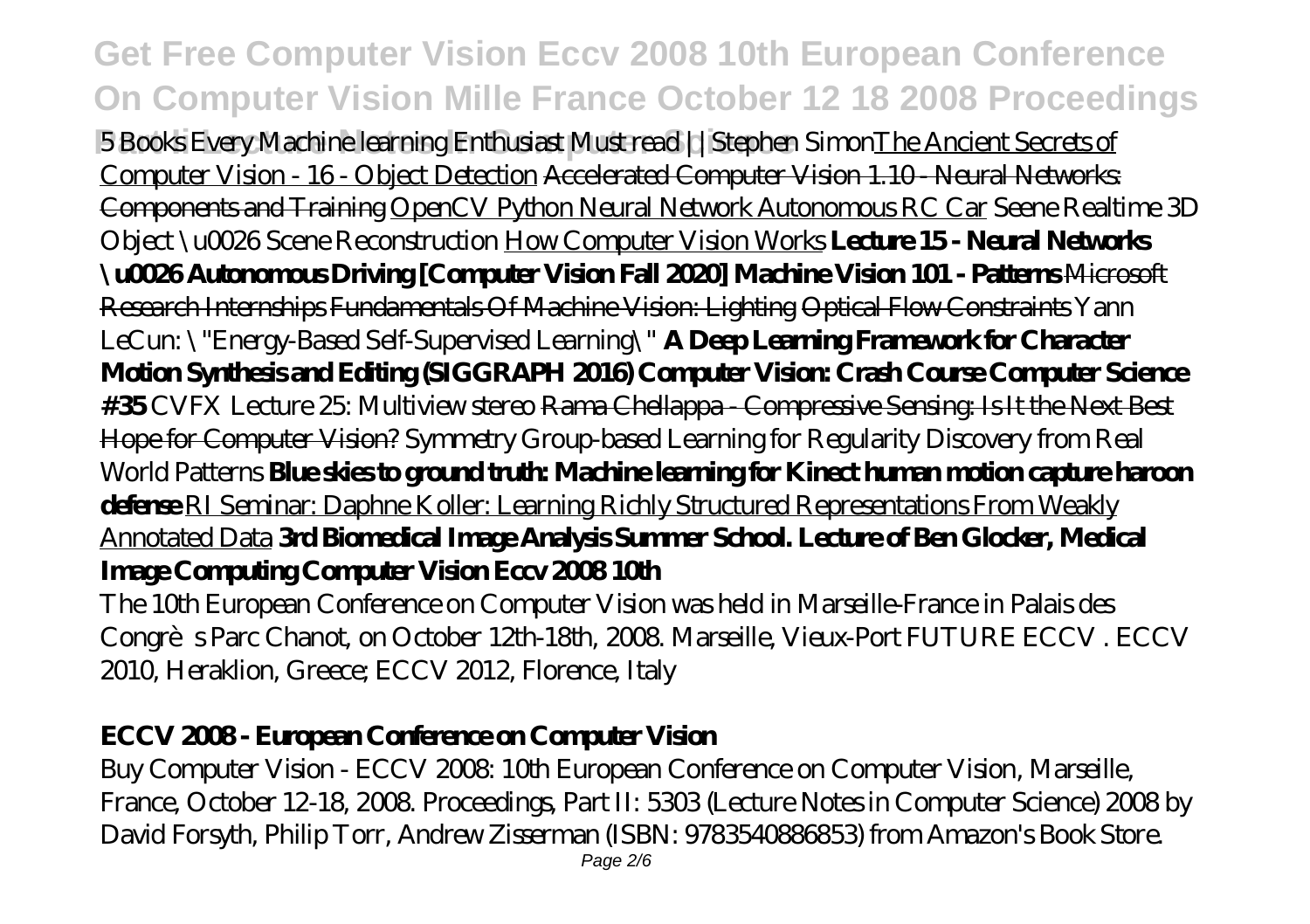*5 Books Every Machine learning Enthusiast Must read || Stephen Simon* The Ancient Secrets of Computer Vision - 16 - Object Detection Accelerated Computer Vision 1.10 - Neural Networks: Components and Training OpenCV Python Neural Network Autonomous RC Car *Seene Realtime 3D Object \u0026 Scene Reconstruction* How Computer Vision Works **Lecture 15 - Neural Networks \u0026 Autonomous Driving [Computer Vision Fall 2020] Machine Vision 101 - Patterns** Microsoft Research Internships Fundamentals Of Machine Vision: Lighting Optical Flow Constraints *Yann LeCun: \"Energy-Based Self-Supervised Learning\"* **A Deep Learning Framework for Character Motion Synthesis and Editing (SIGGRAPH 2016) Computer Vision: Crash Course Computer Science #35** *CVFX Lecture 25: Multiview stereo* Rama Chellappa - Compressive Sensing: Is It the Next Best Hope for Computer Vision? *Symmetry Group-based Learning for Regularity Discovery from Real World Patterns* **Blue skies to ground truth: Machine learning for Kinect human motion capture haroon defense** RI Seminar: Daphne Koller: Learning Richly Structured Representations From Weakly Annotated Data **3rd Biomedical Image Analysis Summer School. Lecture of Ben Glocker, Medical Image Computing Computer Vision Eccv 2008 10th**

The 10th European Conference on Computer Vision was held in Marseille-France in Palais des Congrès Parc Chanot, on October 12th-18th, 2008. Marseille, Vieux-Port FUTURE ECCV . ECCV 2010, Heraklion, Greece; ECCV 2012, Florence, Italy

## ECCV 2008 - European Conference on Computer Vision

Buy Computer Vision - ECCV 2008: 10th European Conference on Computer Vision, Marseille, France, October 12-18, 2008. Proceedings, Part II: 5303 (Lecture Notes in Computer Science) 2008 by David Forsyth, Philip Torr, Andrew Zisserman (ISBN: 9783540886853) from Amazon's Book Store.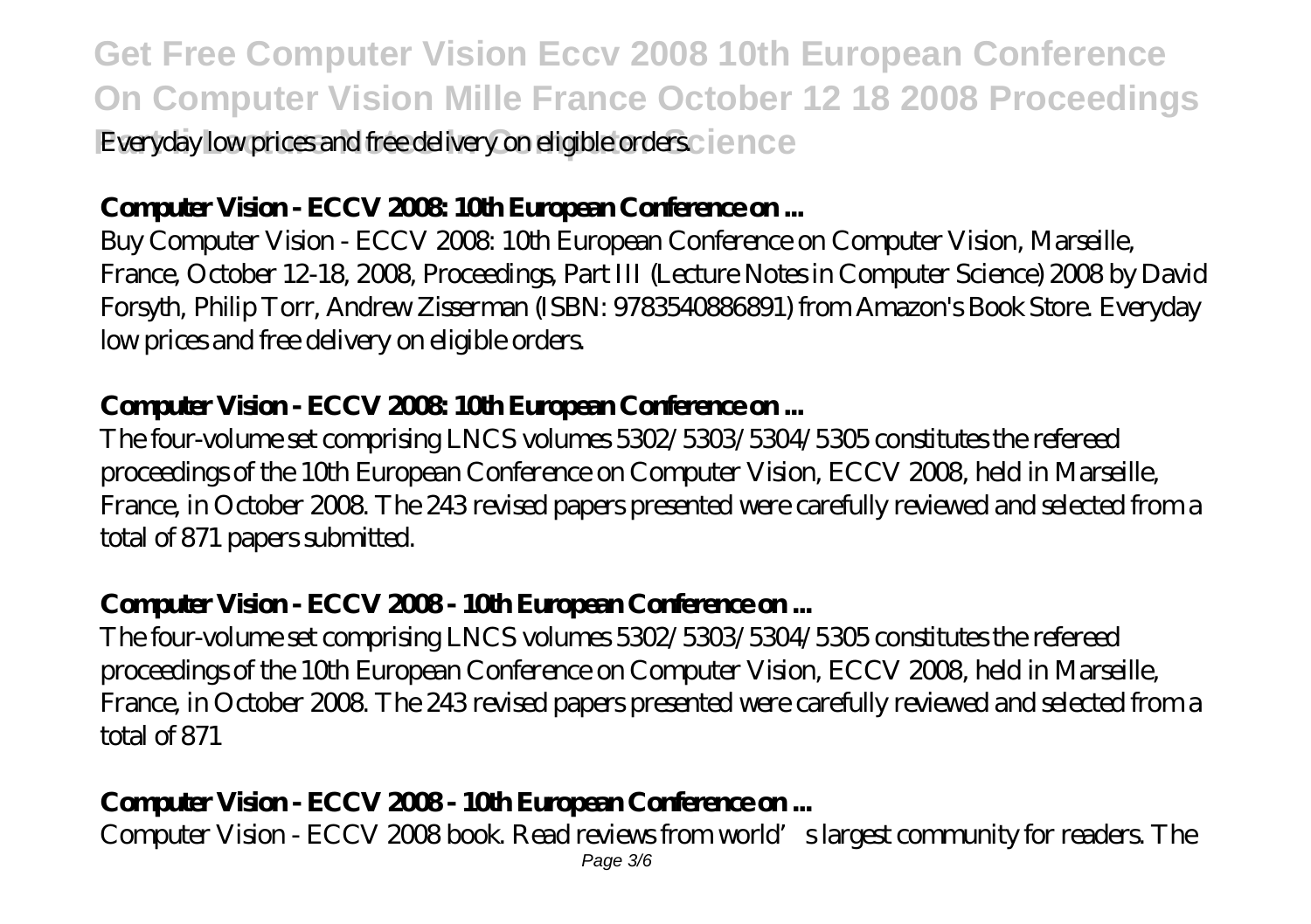Everyday low prices and free delivery on eligible orders.

### Computer Vision - ECCV 2008: 10th European Conference on ...

Buy Computer Vision - ECCV 2008: 10th European Conference on Computer Vision, Marseille, France, October 12-18, 2008, Proceedings, Part III (Lecture Notes in Computer Science) 2008 by David Forsyth, Philip Torr, Andrew Zisserman (ISBN: 9783540886891) from Amazon's Book Store. Everyday low prices and free delivery on eligible orders.

### Computer Vision - ECCV 2008: 10th European Conference on ...

The four-volume set comprising LNCS volumes 5302/5303/5304/5305 constitutes the refereed proceedings of the 10th European Conference on Computer Vision, ECCV 2008, held in Marseille, France, in October 2008. The 243 revised papers presented were carefully reviewed and selected from a total of 871 papers submitted.

### Computer Vision - ECCV 2008 - 10th European Conference on ...

The four-volume set comprising LNCS volumes 5302/5303/5304/5305 constitutes the refereed proceedings of the 10th European Conference on Computer Vision, ECCV 2008, held in Marseille, France, in October 2008. The 243 revised papers presented were carefully reviewed and selected from a total of 871

### Computer Vision - ECCV 2008 - 10th European Conference on ...

Computer Vision - ECCV 2008 book. Read reviews from world's largest community for readers. The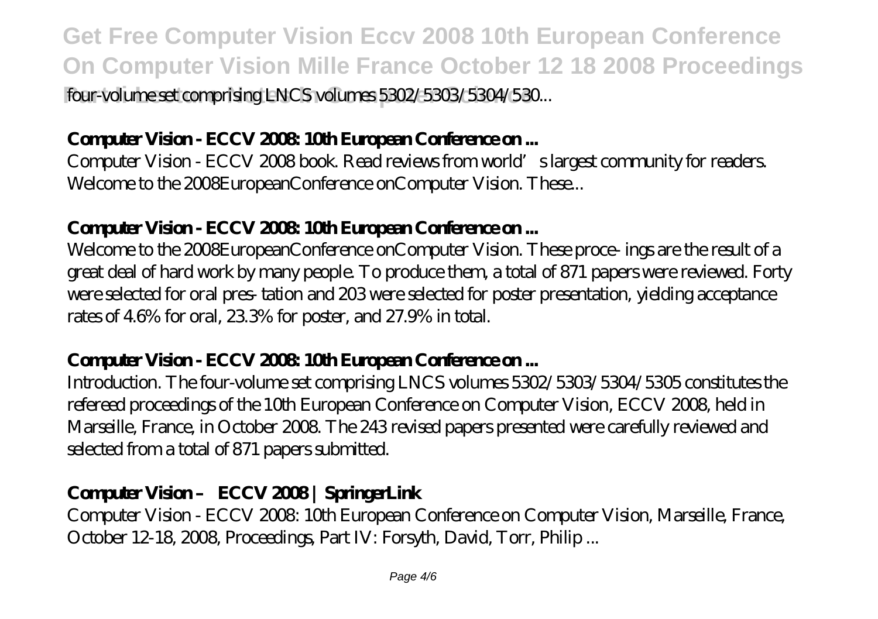four-volume set comprising LNCS volumes 5302/5303/5304/530...

### **Computer Vision - ECCV 2008: 10th European Conference on ...**

Computer Vision - ECCV 2008 book. Read reviews from world's largest community for readers. Welcome to the 2008EuropeanConference onComputer Vision. These...

### **Computer Vision - ECCV 2008: 10th European Conference on ...**

Welcome to the 2008EuropeanConference onComputer Vision. These proce- ings are the result of a great deal of hard work by many people. To produce them, a total of 871 papers were reviewed. Forty were selected for oral pres- tation and 203 were selected for poster presentation, yielding acceptance rates of 4.6% for oral, 23.3% for poster, and 27.9% in total.

### **Computer Vision - ECCV 2008: 10th European Conference on ...**

Introduction. The four-volume set comprising LNCS volumes 5302/5303/5304/5305 constitutes the refereed proceedings of the 10th European Conference on Computer Vision, ECCV 2008, held in Marseille, France, in October 2008. The 243 revised papers presented were carefully reviewed and selected from a total of 871 papers submitted.

### **Computer Vision – ECCV 2008 | SpringerLink**

Computer Vision - ECCV 2008: 10th European Conference on Computer Vision, Marseille, France, October 12-18, 2008, Proceedings, Part IV: Forsyth, David, Torr, Philip ...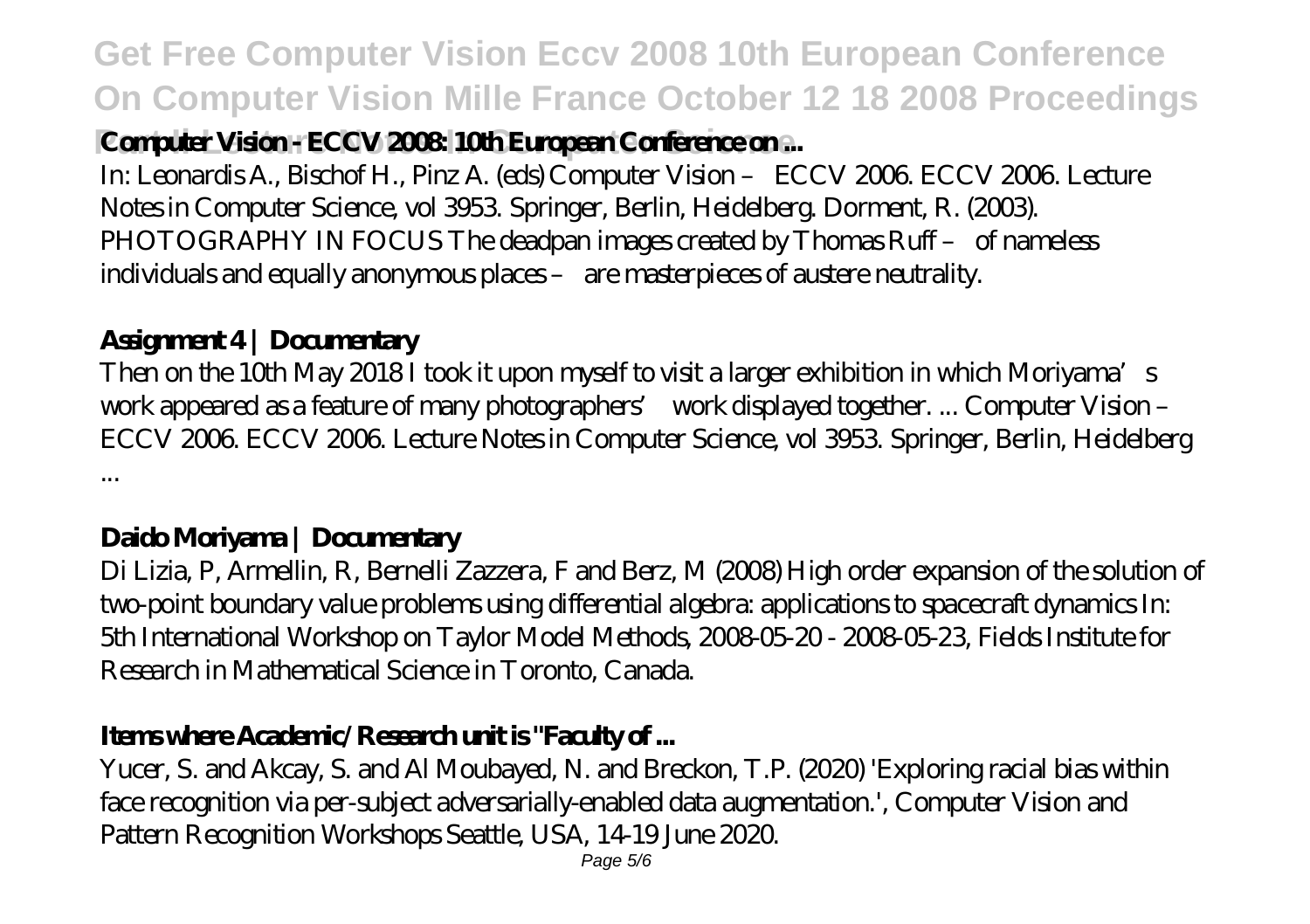### Computer Vision - ECCV 2008: 10th European Conference on ...

In: Leonardis A., Bischof H., Pinz A. (eds) Computer Vision – ECCV 2006. ECCV 2006. Lecture Notes in Computer Science, vol 3953. Springer, Berlin, Heidelberg. Dorment, R. (2003). PHOTOGRAPHY IN FOCUS The deadpan images created by Thomas Ruff – of nameless individuals and equally anonymous places – are masterpieces of austere neutrality.

### Assignment 4 | Documentary

Then on the 10th May 2018 I took it upon myself to visit a larger exhibition in which Moriyama's work appeared as a feature of many photographers' work displayed together. ... Computer Vision – ECCV 2006. ECCV 2006. Lecture Notes in Computer Science, vol 3953. Springer, Berlin, Heidelberg ...

### Daido Moriyama | Documentary

Di Lizia, P, Armellin, R, Bernelli Zazzera, F and Berz, M (2008) High order expansion of the solution of two-point boundary value problems using differential algebra: applications to spacecraft dynamics In: 5th International Workshop on Taylor Model Methods, 2008-05-20 - 2008-05-23, Fields Institute for Research in Mathematical Science in Toronto, Canada.

### Items where Academic/Research unit is "Faculty of ...

Yucer, S. and Akcay, S. and Al Moubayed, N. and Breckon, T.P. (2020) 'Exploring racial bias within face recognition via per-subject adversarially-enabled data augmentation.', Computer Vision and Pattern Recognition Workshops Seattle, USA, 14-19 June 2020.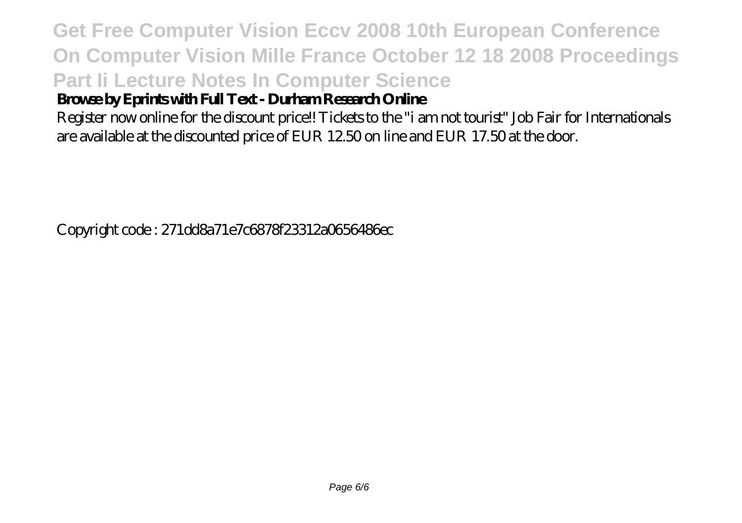**Browse by Eprints with Full Text - Durham Research Online**

Register now online for the discount price!! Tickets to the "i am not tourist" Job Fair for Internationals are available at the discounted price of EUR 12.50 on line and EUR 17.50 at the door.

Copyright code : 271dd8a71e7c6878f23312a0656486ec